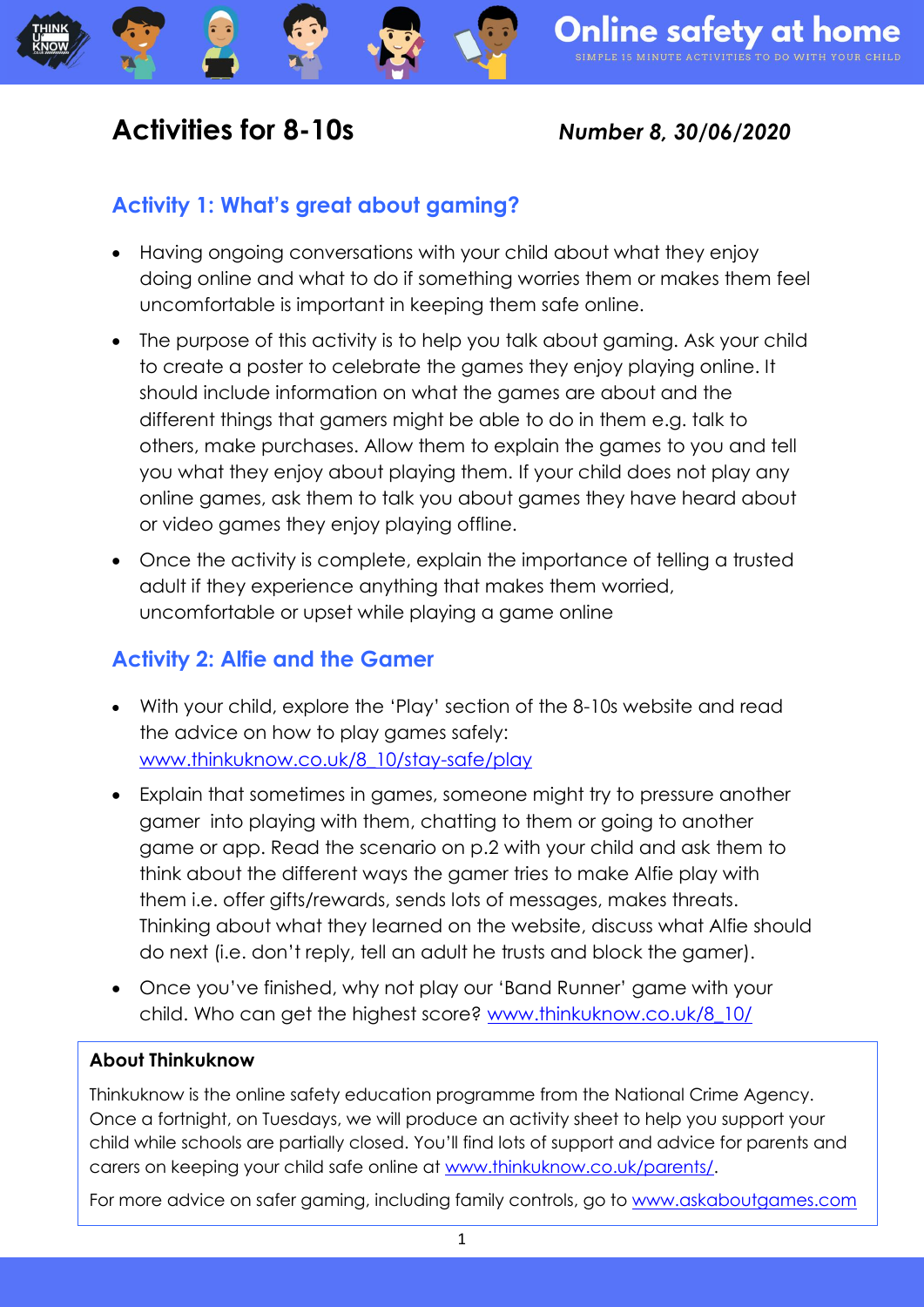# Online safety at home

SIMPLE 15 MINUTE ACTIVITIES TO DO WITH YOUR CHILD

## Activities for 8-10s

***Number 8, 30/06/2020***

### Activity 1: What's great about gaming?

- Having ongoing conversations with your child about what they enjoy doing online and what to do if something worries them or makes them feel uncomfortable is important in keeping them safe online.
- The purpose of this activity is to help you talk about gaming. Ask your child to create a poster to celebrate the games they enjoy playing online. It should include information on what the games are about and the different things that gamers might be able to do in them e.g. talk to others, make purchases. Allow them to explain the games to you and tell you what they enjoy about playing them. If your child does not play any online games, ask them to talk you about games they have heard about or video games they enjoy playing offline.
- Once the activity is complete, explain the importance of telling a trusted adult if they experience anything that makes them worried, uncomfortable or upset while playing a game online

### Activity 2: Alfie and the Gamer

- With your child, explore the 'Play' section of the 8-10s website and read the advice on how to play games safely: [www.thinkuknow.co.uk/8_10/stay-safe/play](www.thinkuknow.co.uk/8_10/stay-safe/play)
- Explain that sometimes in games, someone might try to pressure another gamer into playing with them, chatting to them or going to another game or app. Read the scenario on p.2 with your child and ask them to think about the different ways the gamer tries to make Alfie play with them i.e. offer gifts/rewards, sends lots of messages, makes threats. Thinking about what they learned on the website, discuss what Alfie should do next (i.e. don't reply, tell an adult he trusts and block the gamer).
- Once you've finished, why not play our 'Band Runner' game with your child. Who can get the highest score? [www.thinkuknow.co.uk/8_10/](www.thinkuknow.co.uk/8_10/)

**About Thinkuknow**

Thinkuknow is the online safety education programme from the National Crime Agency. Once a fortnight, on Tuesdays, we will produce an activity sheet to help you support your child while schools are partially closed. You'll find lots of support and advice for parents and carers on keeping your child safe online at [www.thinkuknow.co.uk/parents/](www.thinkuknow.co.uk/parents/).

For more advice on safer gaming, including family controls, go to [www.askaboutgames.com](www.askaboutgames.com)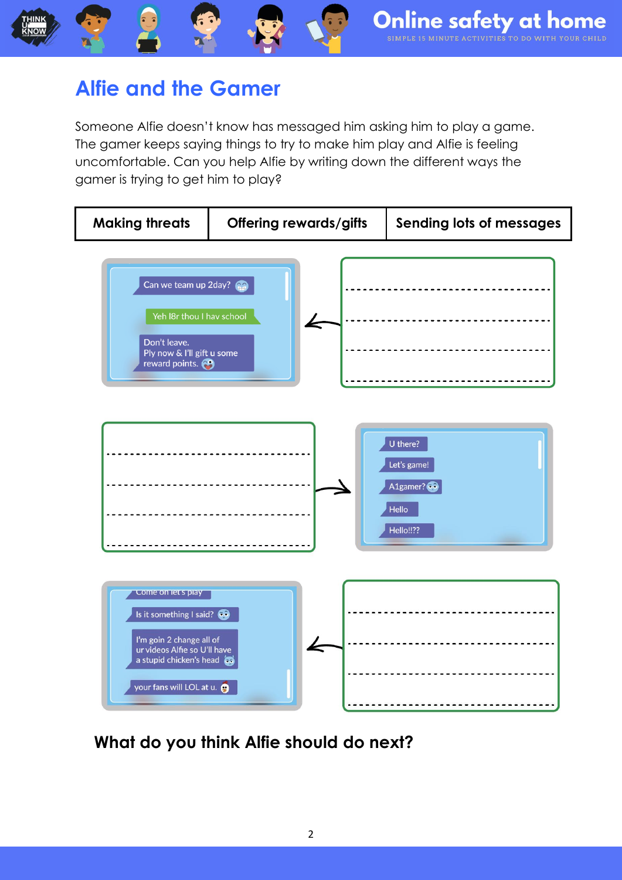## Alfie and the Gamer

Someone Alfie doesn't know has messaged him asking him to play a game. The gamer keeps saying things to try to make him play and Alfie is feeling uncomfortable. Can you help Alfie by writing down the different ways the gamer is trying to get him to play?

| Making threats | Offering rewards/gifts | Sending lots of messages |
|---|---|---|

Can we team up 2day?

Yeh l8r thou I hav school

Don't leave. Ply now & I'll gift u some reward points.

U there?

Let's game!

A1gamer?

Hello

Hello!!??

Come on let's play

Is it something I said?

I'm goin 2 change all of ur videos Alfie so U'll have a stupid chicken's head

your fans will LOL at u.

**What do you think Alfie should do next?**